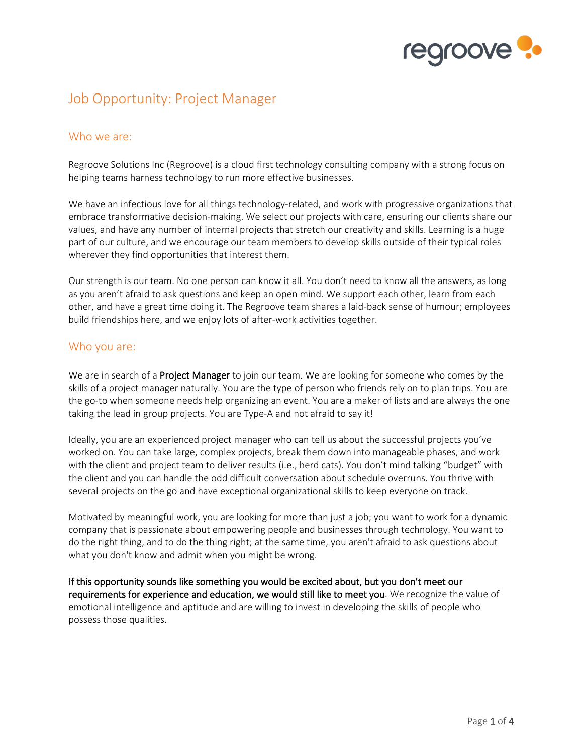# Job Opportunity: Project Manager

## Who we are:

Regroove Solutions Inc (Regroove) is a cloud first technology consulting company with a strong focus on helping teams harness technology to run more effective businesses.

We have an infectious love for all things technology-related, and work with progressive organizations that embrace transformative decision-making. We select our projects with care, ensuring our clients share our values, and have any number of internal projects that stretch our creativity and skills. Learning is a huge part of our culture, and we encourage our team members to develop skills outside of their typical roles wherever they find opportunities that interest them.

Our strength is our team. No one person can know it all. You don't need to know all the answers, as long as you aren't afraid to ask questions and keep an open mind. We support each other, learn from each other, and have a great time doing it. The Regroove team shares a laid-back sense of humour; employees build friendships here, and we enjoy lots of after-work activities together.

## Who you are:

We are in search of a **Project Manager** to join our team. We are looking for someone who comes by the skills of a project manager naturally. You are the type of person who friends rely on to plan trips. You are the go-to when someone needs help organizing an event. You are a maker of lists and are always the one taking the lead in group projects. You are Type-A and not afraid to say it!

Ideally, you are an experienced project manager who can tell us about the successful projects you've worked on. You can take large, complex projects, break them down into manageable phases, and work with the client and project team to deliver results (i.e., herd cats). You don't mind talking "budget" with the client and you can handle the odd difficult conversation about schedule overruns. You thrive with several projects on the go and have exceptional organizational skills to keep everyone on track.

Motivated by meaningful work, you are looking for more than just a job; you want to work for a dynamic company that is passionate about empowering people and businesses through technology. You want to do the right thing, and to do the thing right; at the same time, you aren't afraid to ask questions about what you don't know and admit when you might be wrong.

**If this opportunity sounds like something you would be excited about, but you don't meet our requirements for experience and education, we would still like to meet you**. We recognize the value of emotional intelligence and aptitude and are willing to invest in developing the skills of people who possess those qualities.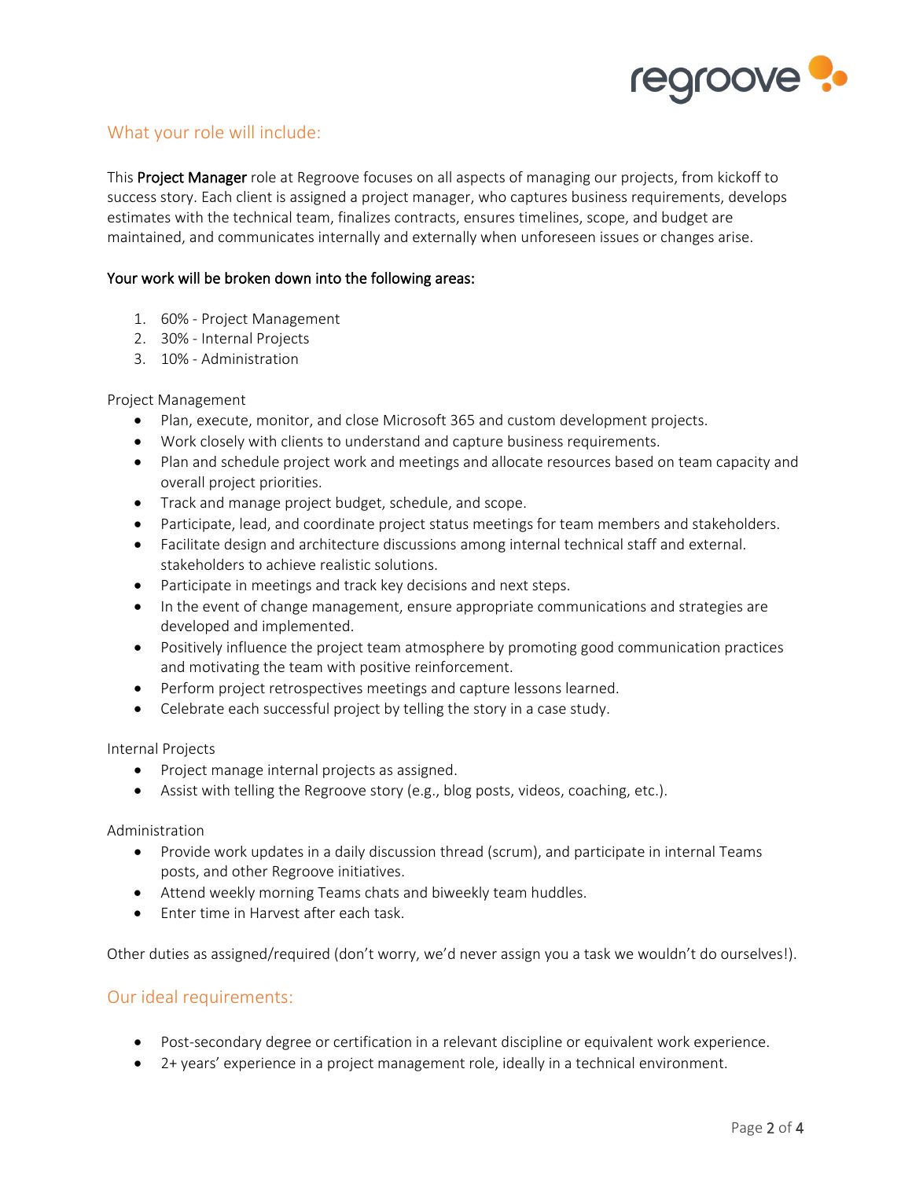## What your role will include:

This **Project Manager** role at Regroove focuses on all aspects of managing our projects, from kickoff to success story. Each client is assigned a project manager, who captures business requirements, develops estimates with the technical team, finalizes contracts, ensures timelines, scope, and budget are maintained, and communicates internally and externally when unforeseen issues or changes arise.

**Your work will be broken down into the following areas:**

1. 60% - Project Management
2. 30% - Internal Projects
3. 10% - Administration

Project Management

- Plan, execute, monitor, and close Microsoft 365 and custom development projects.
- Work closely with clients to understand and capture business requirements.
- Plan and schedule project work and meetings and allocate resources based on team capacity and overall project priorities.
- Track and manage project budget, schedule, and scope.
- Participate, lead, and coordinate project status meetings for team members and stakeholders.
- Facilitate design and architecture discussions among internal technical staff and external. stakeholders to achieve realistic solutions.
- Participate in meetings and track key decisions and next steps.
- In the event of change management, ensure appropriate communications and strategies are developed and implemented.
- Positively influence the project team atmosphere by promoting good communication practices and motivating the team with positive reinforcement.
- Perform project retrospectives meetings and capture lessons learned.
- Celebrate each successful project by telling the story in a case study.

Internal Projects

- Project manage internal projects as assigned.
- Assist with telling the Regroove story (e.g., blog posts, videos, coaching, etc.).

Administration

- Provide work updates in a daily discussion thread (scrum), and participate in internal Teams posts, and other Regroove initiatives.
- Attend weekly morning Teams chats and biweekly team huddles.
- Enter time in Harvest after each task.

Other duties as assigned/required (don't worry, we'd never assign you a task we wouldn't do ourselves!).

## Our ideal requirements:

- Post-secondary degree or certification in a relevant discipline or equivalent work experience.
- 2+ years' experience in a project management role, ideally in a technical environment.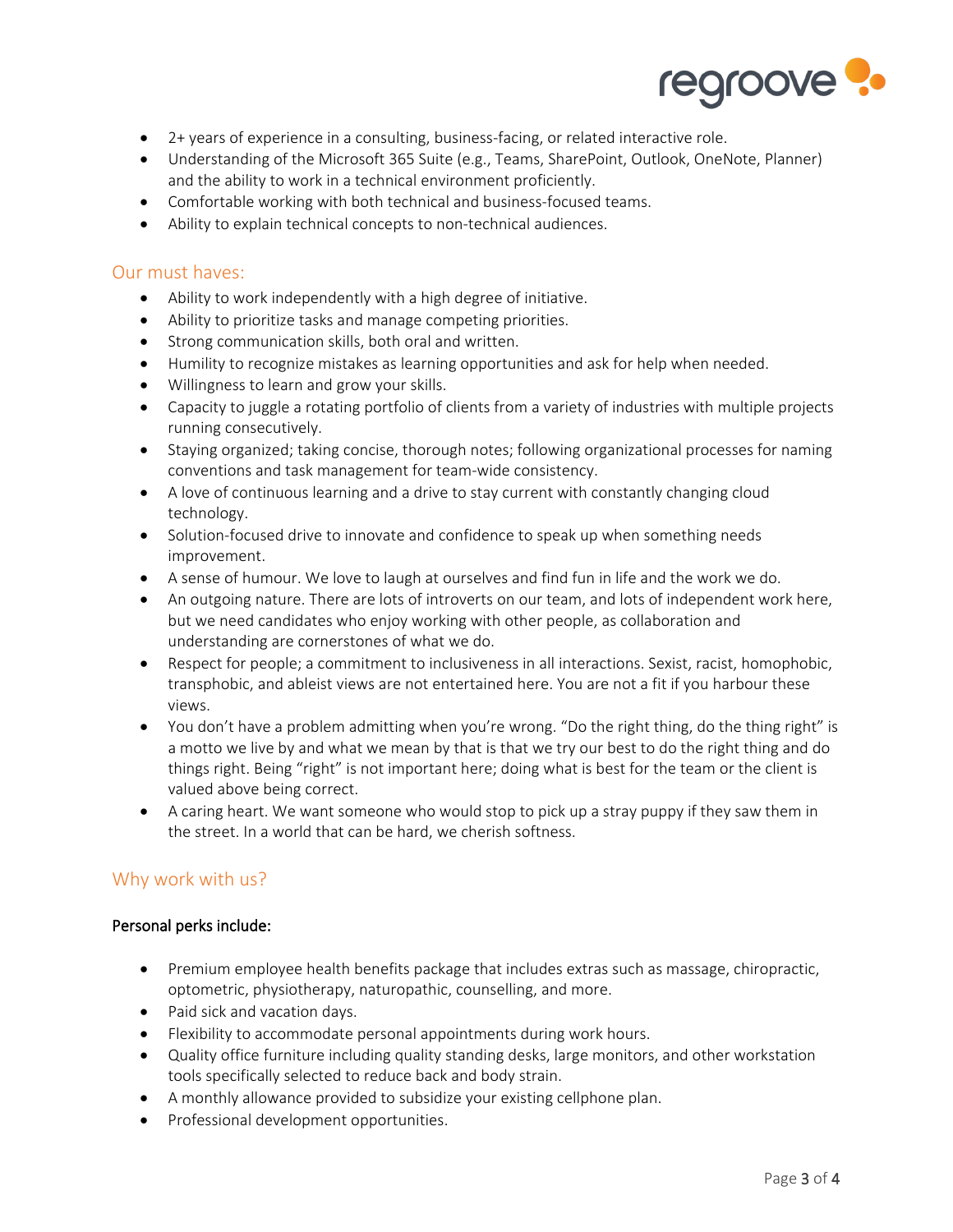- 2+ years of experience in a consulting, business-facing, or related interactive role.
- Understanding of the Microsoft 365 Suite (e.g., Teams, SharePoint, Outlook, OneNote, Planner) and the ability to work in a technical environment proficiently.
- Comfortable working with both technical and business-focused teams.
- Ability to explain technical concepts to non-technical audiences.

## Our must haves:

- Ability to work independently with a high degree of initiative.
- Ability to prioritize tasks and manage competing priorities.
- Strong communication skills, both oral and written.
- Humility to recognize mistakes as learning opportunities and ask for help when needed.
- Willingness to learn and grow your skills.
- Capacity to juggle a rotating portfolio of clients from a variety of industries with multiple projects running consecutively.
- Staying organized; taking concise, thorough notes; following organizational processes for naming conventions and task management for team-wide consistency.
- A love of continuous learning and a drive to stay current with constantly changing cloud technology.
- Solution-focused drive to innovate and confidence to speak up when something needs improvement.
- A sense of humour. We love to laugh at ourselves and find fun in life and the work we do.
- An outgoing nature. There are lots of introverts on our team, and lots of independent work here, but we need candidates who enjoy working with other people, as collaboration and understanding are cornerstones of what we do.
- Respect for people; a commitment to inclusiveness in all interactions. Sexist, racist, homophobic, transphobic, and ableist views are not entertained here. You are not a fit if you harbour these views.
- You don't have a problem admitting when you're wrong. "Do the right thing, do the thing right" is a motto we live by and what we mean by that is that we try our best to do the right thing and do things right. Being "right" is not important here; doing what is best for the team or the client is valued above being correct.
- A caring heart. We want someone who would stop to pick up a stray puppy if they saw them in the street. In a world that can be hard, we cherish softness.

## Why work with us?

**Personal perks include:**

- Premium employee health benefits package that includes extras such as massage, chiropractic, optometric, physiotherapy, naturopathic, counselling, and more.
- Paid sick and vacation days.
- Flexibility to accommodate personal appointments during work hours.
- Quality office furniture including quality standing desks, large monitors, and other workstation tools specifically selected to reduce back and body strain.
- A monthly allowance provided to subsidize your existing cellphone plan.
- Professional development opportunities.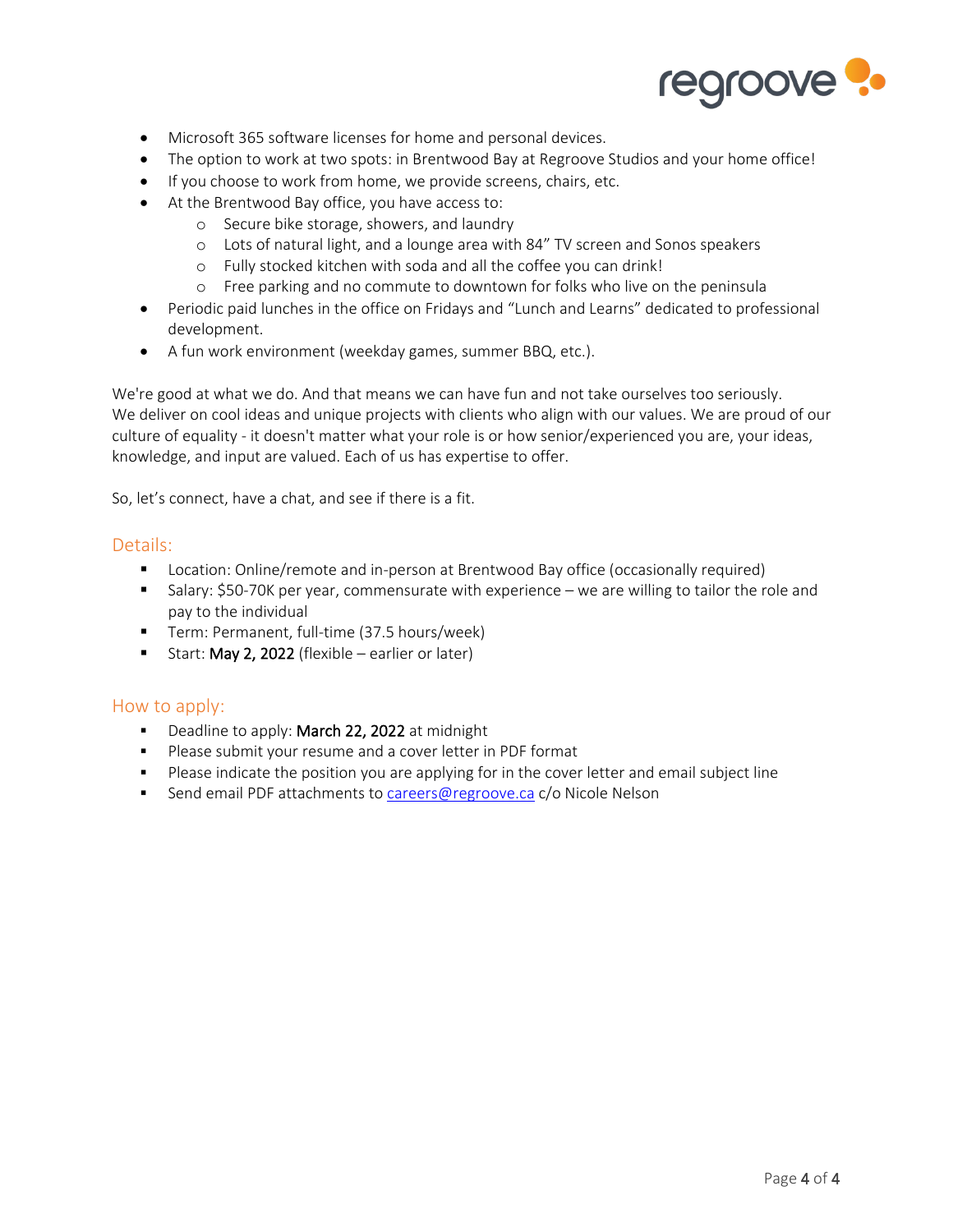- Microsoft 365 software licenses for home and personal devices.
- The option to work at two spots: in Brentwood Bay at Regroove Studios and your home office!
- If you choose to work from home, we provide screens, chairs, etc.
- At the Brentwood Bay office, you have access to:
  - Secure bike storage, showers, and laundry
  - Lots of natural light, and a lounge area with 84" TV screen and Sonos speakers
  - Fully stocked kitchen with soda and all the coffee you can drink!
  - Free parking and no commute to downtown for folks who live on the peninsula
- Periodic paid lunches in the office on Fridays and "Lunch and Learns" dedicated to professional development.
- A fun work environment (weekday games, summer BBQ, etc.).

We're good at what we do. And that means we can have fun and not take ourselves too seriously. We deliver on cool ideas and unique projects with clients who align with our values. We are proud of our culture of equality - it doesn't matter what your role is or how senior/experienced you are, your ideas, knowledge, and input are valued. Each of us has expertise to offer.

So, let's connect, have a chat, and see if there is a fit.

## Details:

- Location: Online/remote and in-person at Brentwood Bay office (occasionally required)
- Salary: $50-70K per year, commensurate with experience – we are willing to tailor the role and pay to the individual
- Term: Permanent, full-time (37.5 hours/week)
- Start: May 2, 2022 (flexible – earlier or later)

## How to apply:

- Deadline to apply: March 22, 2022 at midnight
- Please submit your resume and a cover letter in PDF format
- Please indicate the position you are applying for in the cover letter and email subject line
- Send email PDF attachments to careers@regroove.ca c/o Nicole Nelson